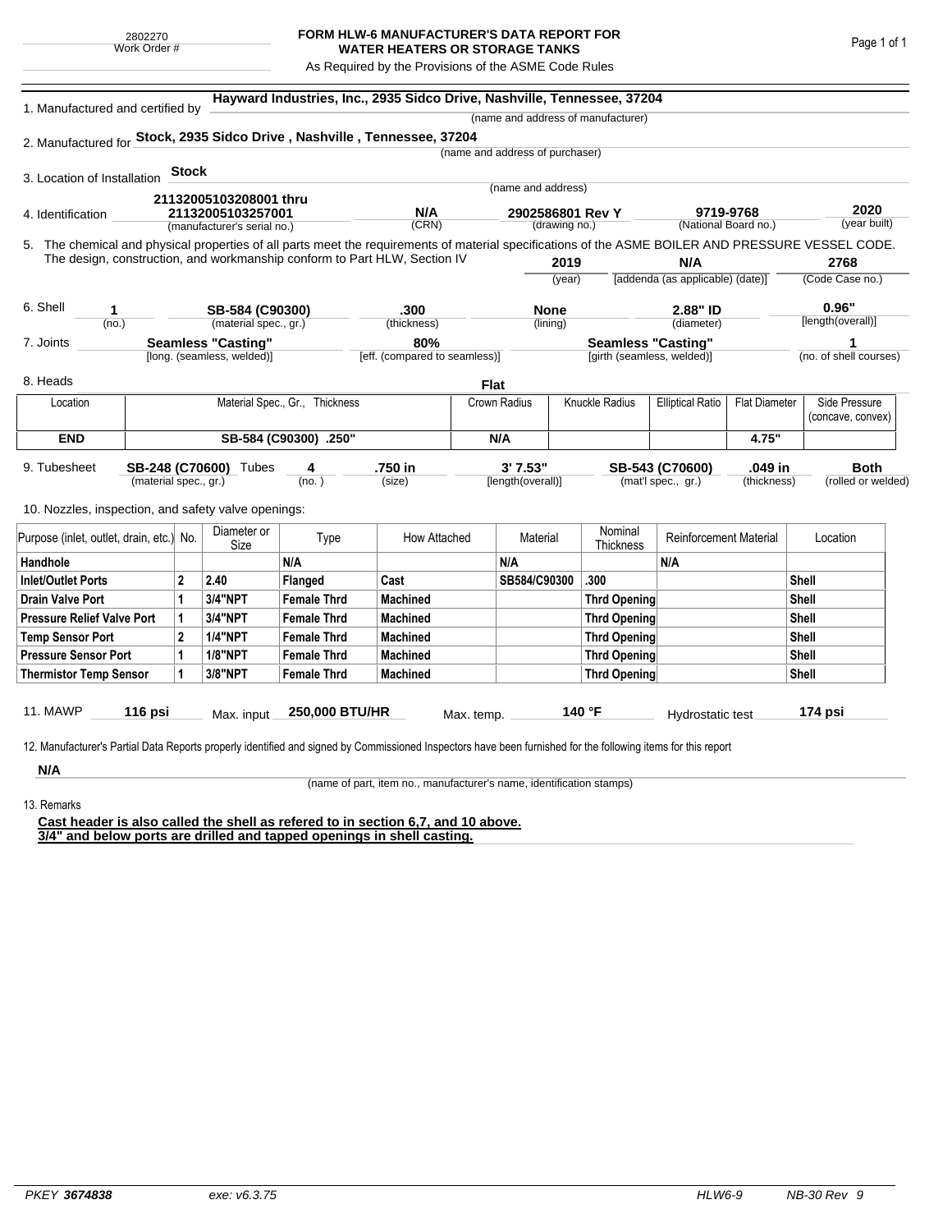2802270
Work Order #

# FORM HLW-6 MANUFACTURER'S DATA REPORT FOR WATER HEATERS OR STORAGE TANKS

As Required by the Provisions of the ASME Code Rules

1. Manufactured and certified by **Hayward Industries, Inc., 2935 Sidco Drive, Nashville, Tennessee, 37204**
(name and address of manufacturer)

2. Manufactured for **Stock, 2935 Sidco Drive , Nashville , Tennessee, 37204**
(name and address of purchaser)

3. Location of Installation **Stock**
(name and address)

4. Identification **21132005103208001 thru 21132005103257001** (manufacturer's serial no.) | **N/A** (CRN) | **2902586801 Rev Y** (drawing no.) | **9719-9768** (National Board no.) | **2020** (year built)

5. The chemical and physical properties of all parts meet the requirements of material specifications of the ASME BOILER AND PRESSURE VESSEL CODE. The design, construction, and workmanship conform to Part HLW, Section IV **2019** (year) | **N/A** [addenda (as applicable) (date)] | **2768** (Code Case no.)

6. Shell **1** (no.) | **SB-584 (C90300)** (material spec., gr.) | **.300** (thickness) | **None** (lining) | **2.88" ID** (diameter) | **0.96"** [length(overall)]

7. Joints **Seamless "Casting"** [long. (seamless, welded)] | **80%** [eff. (compared to seamless)] | **Seamless "Casting"** [girth (seamless, welded)] | **1** (no. of shell courses)

8. Heads **Flat**

| Location | Material Spec., Gr., Thickness | Crown Radius | Knuckle Radius | Elliptical Ratio | Flat Diameter | Side Pressure (concave, convex) |
|---|---|---|---|---|---|---|
| **END** | **SB-584 (C90300) .250"** | **N/A** | | | **4.75"** | |

9. Tubesheet **SB-248 (C70600)** (material spec., gr.) Tubes **4** (no.) | **.750 in** (size) | **3' 7.53"** [length(overall)] | **SB-543 (C70600)** (mat'l spec., gr.) | **.049 in** (thickness) | **Both** (rolled or welded)

10. Nozzles, inspection, and safety valve openings:

| Purpose (inlet, outlet, drain, etc.) | No. | Diameter or Size | Type | How Attached | Material | Nominal Thickness | Reinforcement Material | Location |
|---|---|---|---|---|---|---|---|---|
| **Handhole** | | | **N/A** | | **N/A** | | **N/A** | |
| **Inlet/Outlet Ports** | **2** | **2.40** | **Flanged** | **Cast** | **SB584/C90300** | **.300** | | **Shell** |
| **Drain Valve Port** | **1** | **3/4"NPT** | **Female Thrd** | **Machined** | | **Thrd Opening** | | **Shell** |
| **Pressure Relief Valve Port** | **1** | **3/4"NPT** | **Female Thrd** | **Machined** | | **Thrd Opening** | | **Shell** |
| **Temp Sensor Port** | **2** | **1/4"NPT** | **Female Thrd** | **Machined** | | **Thrd Opening** | | **Shell** |
| **Pressure Sensor Port** | **1** | **1/8"NPT** | **Female Thrd** | **Machined** | | **Thrd Opening** | | **Shell** |
| **Thermistor Temp Sensor** | **1** | **3/8"NPT** | **Female Thrd** | **Machined** | | **Thrd Opening** | | **Shell** |

11. MAWP **116 psi** Max. input **250,000 BTU/HR** Max. temp. **140 °F** Hydrostatic test **174 psi**

12. Manufacturer's Partial Data Reports properly identified and signed by Commissioned Inspectors have been furnished for the following items for this report

**N/A**
(name of part, item no., manufacturer's name, identification stamps)

13. Remarks

**Cast header is also called the shell as refered to in section 6,7, and 10 above.**
**3/4" and below ports are drilled and tapped openings in shell casting.**

PKEY **3674838** exe: v6.3.75 HLW6-9 NB-30 Rev 9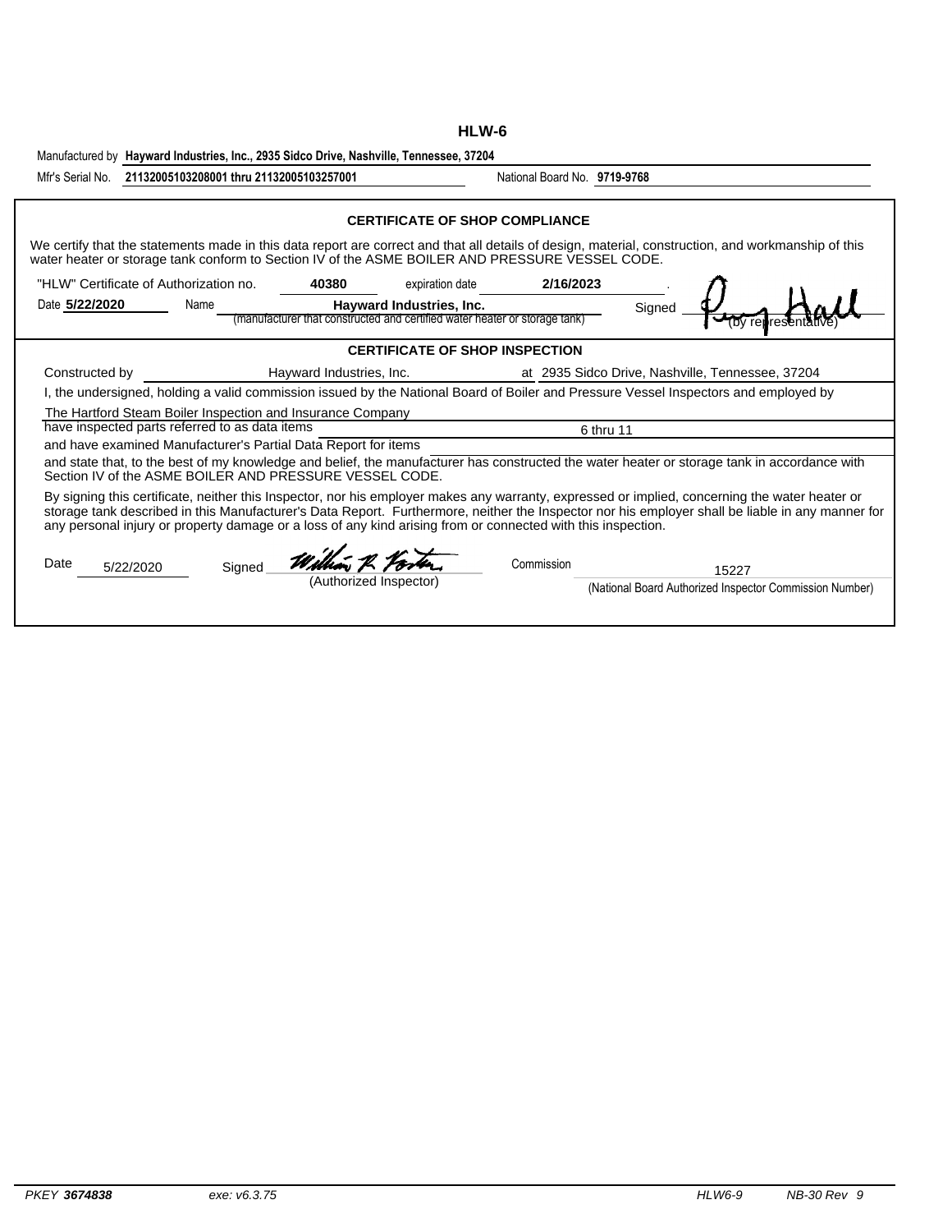# HLW-6

Manufactured by **Hayward Industries, Inc., 2935 Sidco Drive, Nashville, Tennessee, 37204**

Mfr's Serial No. **21132005103208001 thru 21132005103257001** National Board No. **9719-9768**

## CERTIFICATE OF SHOP COMPLIANCE

We certify that the statements made in this data report are correct and that all details of design, material, construction, and workmanship of this water heater or storage tank conform to Section IV of the ASME BOILER AND PRESSURE VESSEL CODE.

"HLW" Certificate of Authorization no. **40380** expiration date **2/16/2023** .

Date **5/22/2020** Name **Hayward Industries, Inc.** Signed _______ (by representative)

(manufacturer that constructed and certified water heater or storage tank)

## CERTIFICATE OF SHOP INSPECTION

Constructed by Hayward Industries, Inc. at 2935 Sidco Drive, Nashville, Tennessee, 37204

I, the undersigned, holding a valid commission issued by the National Board of Boiler and Pressure Vessel Inspectors and employed by

The Hartford Steam Boiler Inspection and Insurance Company

have inspected parts referred to as data items 6 thru 11

and have examined Manufacturer's Partial Data Report for items

and state that, to the best of my knowledge and belief, the manufacturer has constructed the water heater or storage tank in accordance with Section IV of the ASME BOILER AND PRESSURE VESSEL CODE.

By signing this certificate, neither this Inspector, nor his employer makes any warranty, expressed or implied, concerning the water heater or storage tank described in this Manufacturer's Data Report. Furthermore, neither the Inspector nor his employer shall be liable in any manner for any personal injury or property damage or a loss of any kind arising from or connected with this inspection.

Date 5/22/2020 Signed _______ (Authorized Inspector) Commission 15227 (National Board Authorized Inspector Commission Number)

*PKEY* ***3674838*** *exe: v6.3.75* *HLW6-9* *NB-30 Rev 9*